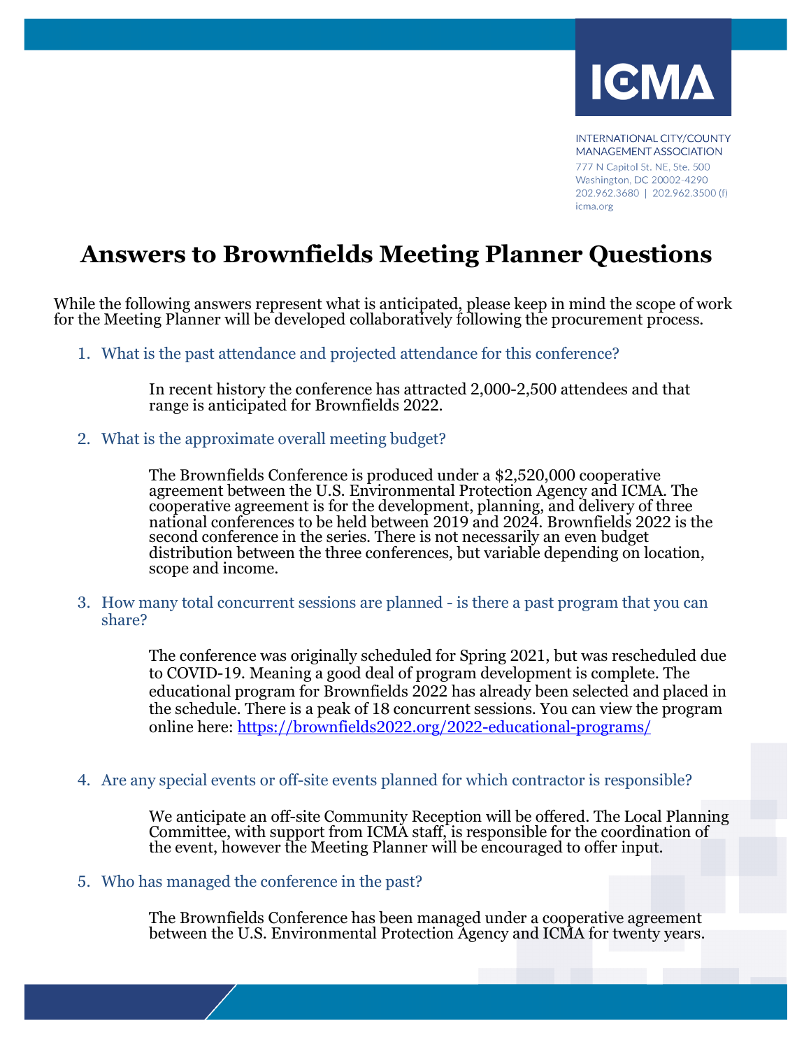ICMA

INTERNATIONAL CITY/COUNTY MANAGEMENT ASSOCIATION
777 N Capitol St. NE, Ste. 500
Washington, DC 20002-4290
202.962.3680 | 202.962.3500 (f)
icma.org

# Answers to Brownfields Meeting Planner Questions

While the following answers represent what is anticipated, please keep in mind the scope of work for the Meeting Planner will be developed collaboratively following the procurement process.

1. What is the past attendance and projected attendance for this conference?

   In recent history the conference has attracted 2,000-2,500 attendees and that range is anticipated for Brownfields 2022.

2. What is the approximate overall meeting budget?

   The Brownfields Conference is produced under a $2,520,000 cooperative agreement between the U.S. Environmental Protection Agency and ICMA. The cooperative agreement is for the development, planning, and delivery of three national conferences to be held between 2019 and 2024. Brownfields 2022 is the second conference in the series. There is not necessarily an even budget distribution between the three conferences, but variable depending on location, scope and income.

3. How many total concurrent sessions are planned - is there a past program that you can share?

   The conference was originally scheduled for Spring 2021, but was rescheduled due to COVID-19. Meaning a good deal of program development is complete. The educational program for Brownfields 2022 has already been selected and placed in the schedule. There is a peak of 18 concurrent sessions. You can view the program online here: https://brownfields2022.org/2022-educational-programs/

4. Are any special events or off-site events planned for which contractor is responsible?

   We anticipate an off-site Community Reception will be offered. The Local Planning Committee, with support from ICMA staff, is responsible for the coordination of the event, however the Meeting Planner will be encouraged to offer input.

5. Who has managed the conference in the past?

   The Brownfields Conference has been managed under a cooperative agreement between the U.S. Environmental Protection Agency and ICMA for twenty years.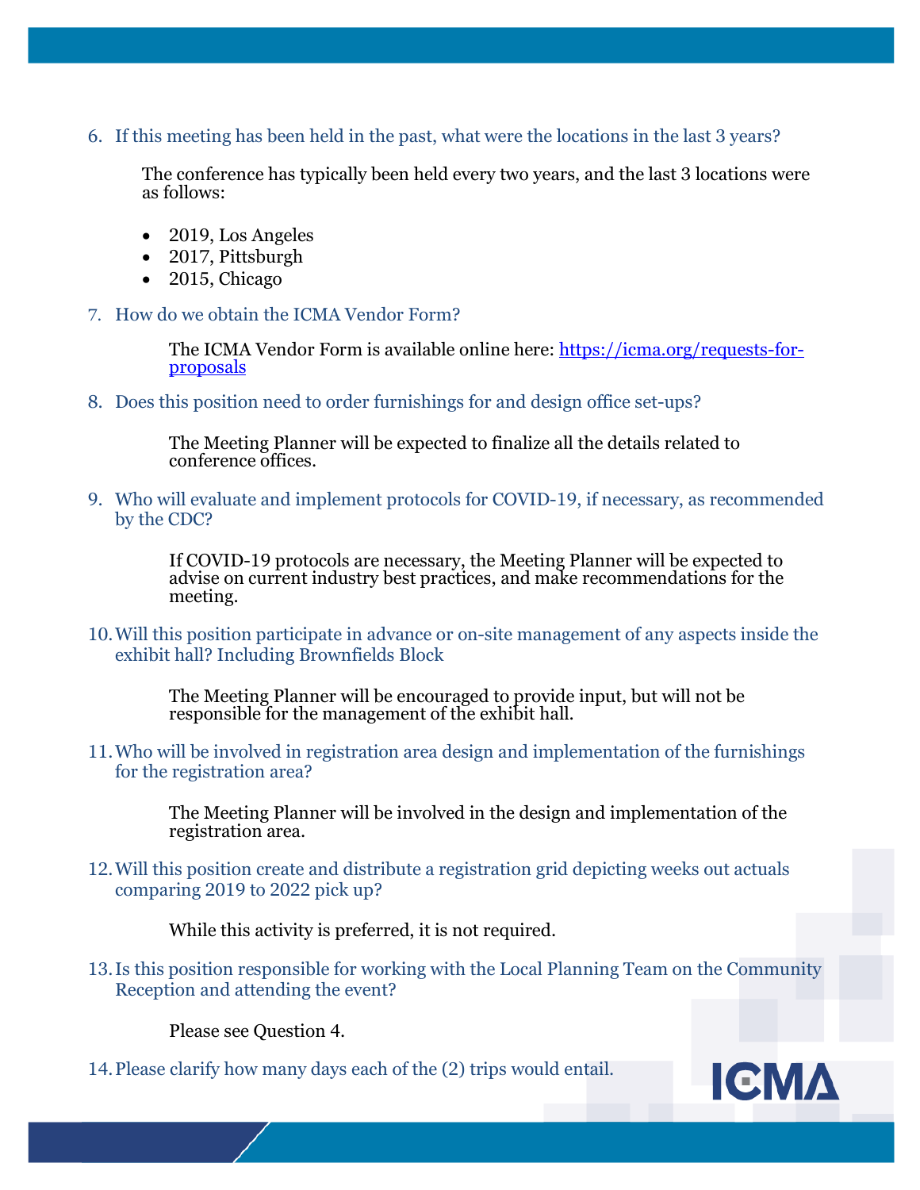6. If this meeting has been held in the past, what were the locations in the last 3 years?

   The conference has typically been held every two years, and the last 3 locations were as follows:

   - 2019, Los Angeles
   - 2017, Pittsburgh
   - 2015, Chicago

7. How do we obtain the ICMA Vendor Form?

   The ICMA Vendor Form is available online here: [https://icma.org/requests-for-proposals](https://icma.org/requests-for-proposals)

8. Does this position need to order furnishings for and design office set-ups?

   The Meeting Planner will be expected to finalize all the details related to conference offices.

9. Who will evaluate and implement protocols for COVID-19, if necessary, as recommended by the CDC?

   If COVID-19 protocols are necessary, the Meeting Planner will be expected to advise on current industry best practices, and make recommendations for the meeting.

10. Will this position participate in advance or on-site management of any aspects inside the exhibit hall? Including Brownfields Block

    The Meeting Planner will be encouraged to provide input, but will not be responsible for the management of the exhibit hall.

11. Who will be involved in registration area design and implementation of the furnishings for the registration area?

    The Meeting Planner will be involved in the design and implementation of the registration area.

12. Will this position create and distribute a registration grid depicting weeks out actuals comparing 2019 to 2022 pick up?

    While this activity is preferred, it is not required.

13. Is this position responsible for working with the Local Planning Team on the Community Reception and attending the event?

    Please see Question 4.

14. Please clarify how many days each of the (2) trips would entail.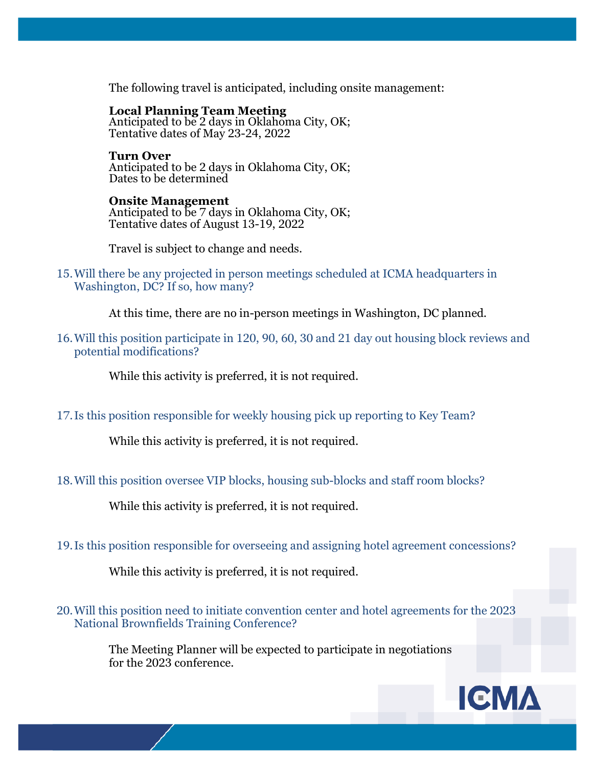The following travel is anticipated, including onsite management:

**Local Planning Team Meeting**
Anticipated to be 2 days in Oklahoma City, OK;
Tentative dates of May 23-24, 2022

**Turn Over**
Anticipated to be 2 days in Oklahoma City, OK;
Dates to be determined

**Onsite Management**
Anticipated to be 7 days in Oklahoma City, OK;
Tentative dates of August 13-19, 2022

Travel is subject to change and needs.

15. Will there be any projected in person meetings scheduled at ICMA headquarters in Washington, DC? If so, how many?

    At this time, there are no in-person meetings in Washington, DC planned.

16. Will this position participate in 120, 90, 60, 30 and 21 day out housing block reviews and potential modifications?

    While this activity is preferred, it is not required.

17. Is this position responsible for weekly housing pick up reporting to Key Team?

    While this activity is preferred, it is not required.

18. Will this position oversee VIP blocks, housing sub-blocks and staff room blocks?

    While this activity is preferred, it is not required.

19. Is this position responsible for overseeing and assigning hotel agreement concessions?

    While this activity is preferred, it is not required.

20. Will this position need to initiate convention center and hotel agreements for the 2023 National Brownfields Training Conference?

    The Meeting Planner will be expected to participate in negotiations for the 2023 conference.